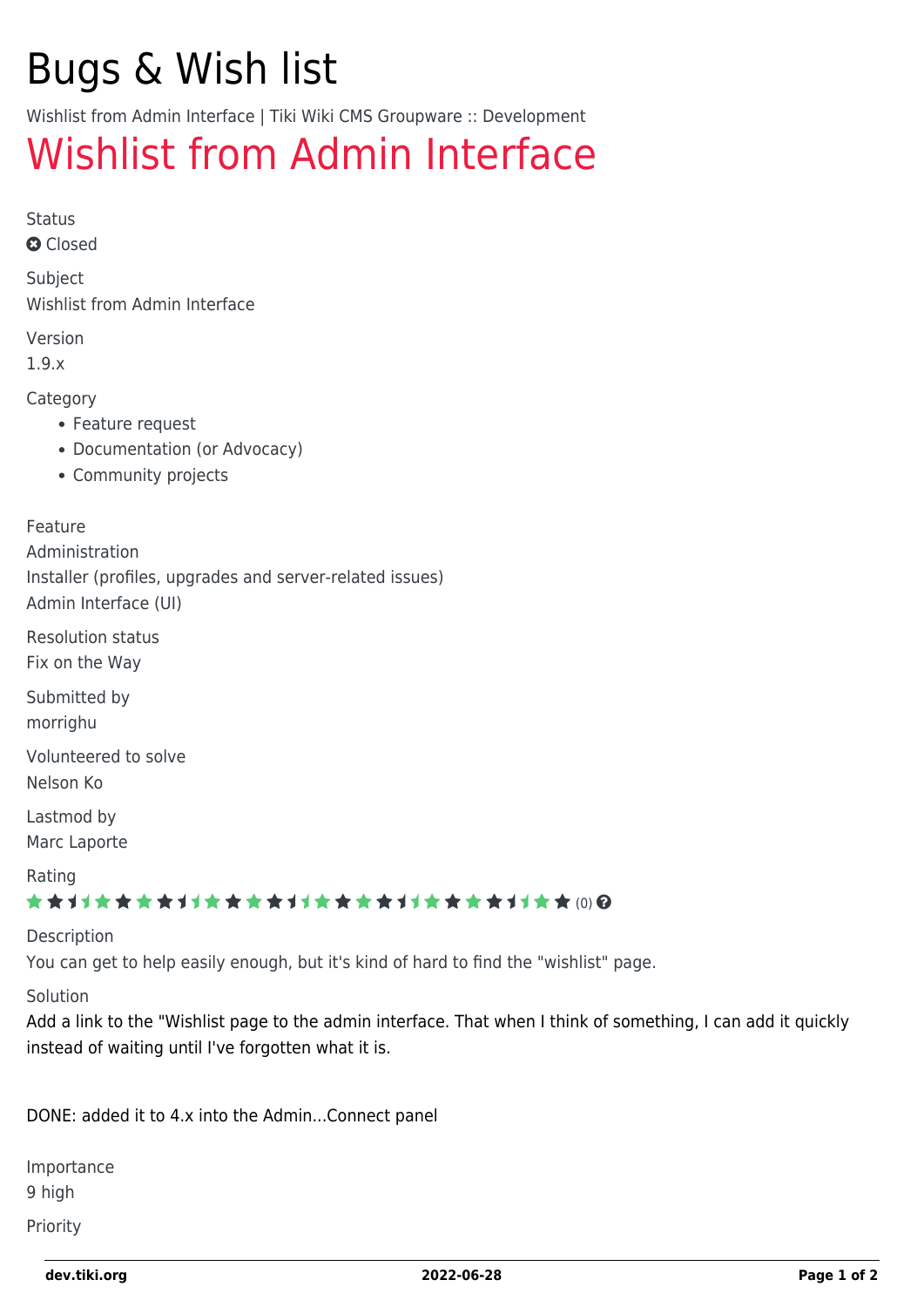# Bugs & Wish list

Wishlist from Admin Interface | Tiki Wiki CMS Groupware :: Development

# Wishlist from Admin Interface

Status

Closed

Subject

Wishlist from Admin Interface

Version

1.9.x

Category

- Feature request
- Documentation (or Advocacy)
- Community projects

Feature

Administration

Installer (profiles, upgrades and server-related issues)

Admin Interface (UI)

Resolution status

Fix on the Way

Submitted by

morrighu

Volunteered to solve

Nelson Ko

Lastmod by

Marc Laporte

Rating

(0)

Description

You can get to help easily enough, but it's kind of hard to find the "wishlist" page.

Solution

Add a link to the "Wishlist page to the admin interface. That when I think of something, I can add it quickly instead of waiting until I've forgotten what it is.

DONE: added it to 4.x into the Admin...Connect panel

Importance

9 high

Priority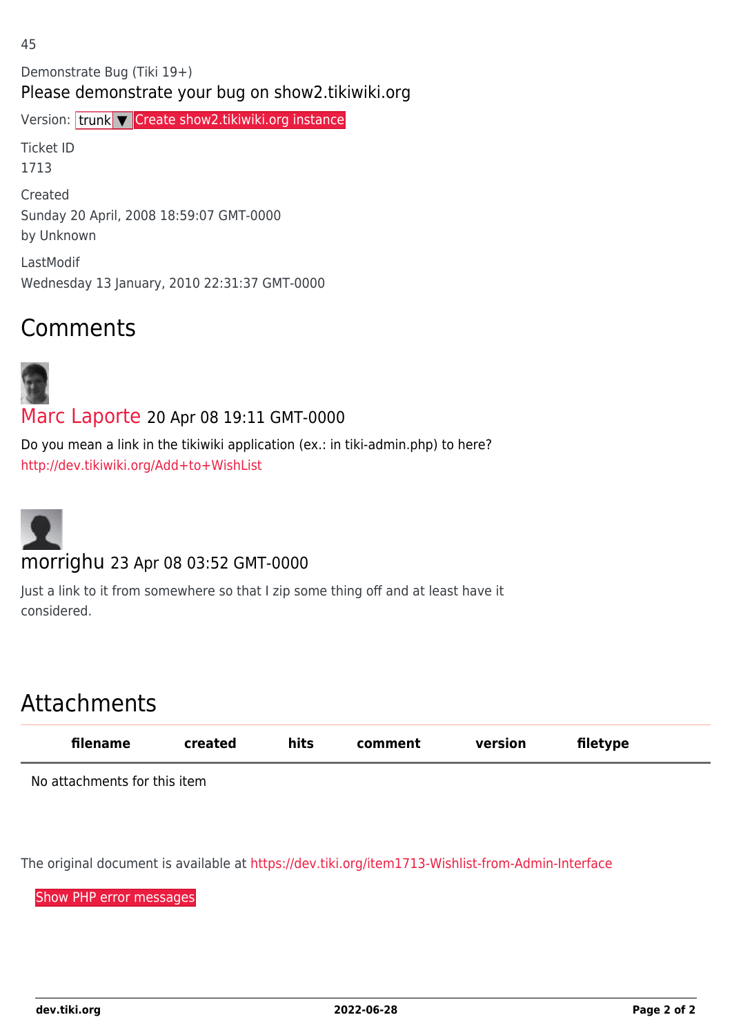45

Demonstrate Bug (Tiki 19+)

Please demonstrate your bug on show2.tikiwiki.org

Version: trunk ▼ Create show2.tikiwiki.org instance

Ticket ID

1713

Created

Sunday 20 April, 2008 18:59:07 GMT-0000

by Unknown

LastModif

Wednesday 13 January, 2010 22:31:37 GMT-0000

## Comments

Marc Laporte 20 Apr 08 19:11 GMT-0000

Do you mean a link in the tikiwiki application (ex.: in tiki-admin.php) to here?
http://dev.tikiwiki.org/Add+to+WishList

morrighu 23 Apr 08 03:52 GMT-0000

Just a link to it from somewhere so that I zip some thing off and at least have it considered.

## Attachments

| filename | created | hits | comment | version | filetype |
| --- | --- | --- | --- | --- | --- |
| No attachments for this item | | | | | |

The original document is available at https://dev.tiki.org/item1713-Wishlist-from-Admin-Interface

Show PHP error messages